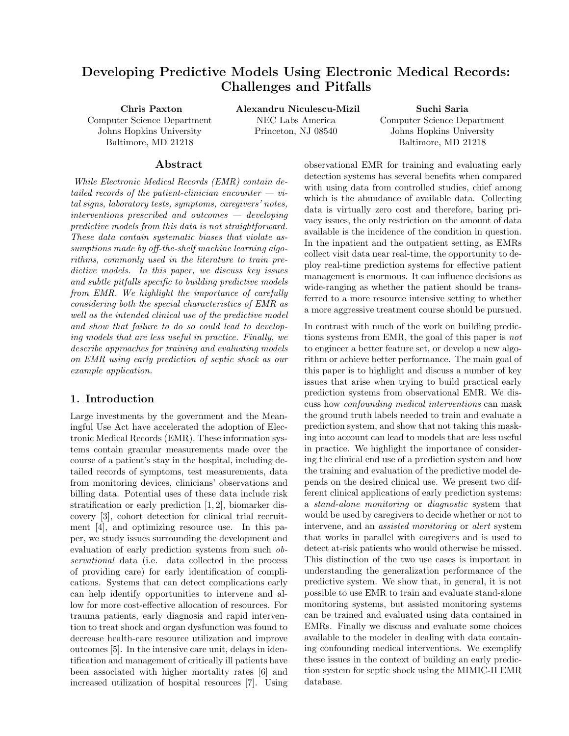# Developing Predictive Models Using Electronic Medical Records: Challenges and Pitfalls

**Chris Paxton**
Computer Science Department
Johns Hopkins University
Baltimore, MD 21218

**Alexandru Niculescu-Mizil**
NEC Labs America
Princeton, NJ 08540

**Suchi Saria**
Computer Science Department
Johns Hopkins University
Baltimore, MD 21218

## Abstract

*While Electronic Medical Records (EMR) contain detailed records of the patient-clinician encounter — vital signs, laboratory tests, symptoms, caregivers' notes, interventions prescribed and outcomes — developing predictive models from this data is not straightforward. These data contain systematic biases that violate assumptions made by off-the-shelf machine learning algorithms, commonly used in the literature to train predictive models. In this paper, we discuss key issues and subtle pitfalls specific to building predictive models from EMR. We highlight the importance of carefully considering both the special characteristics of EMR as well as the intended clinical use of the predictive model and show that failure to do so could lead to developing models that are less useful in practice. Finally, we describe approaches for training and evaluating models on EMR using early prediction of septic shock as our example application.*

## 1. Introduction

Large investments by the government and the Meaningful Use Act have accelerated the adoption of Electronic Medical Records (EMR). These information systems contain granular measurements made over the course of a patient's stay in the hospital, including detailed records of symptoms, test measurements, data from monitoring devices, clinicians' observations and billing data. Potential uses of these data include risk stratification or early prediction [1, 2], biomarker discovery [3], cohort detection for clinical trial recruitment [4], and optimizing resource use. In this paper, we study issues surrounding the development and evaluation of early prediction systems from such *observational* data (i.e. data collected in the process of providing care) for early identification of complications. Systems that can detect complications early can help identify opportunities to intervene and allow for more cost-effective allocation of resources. For trauma patients, early diagnosis and rapid intervention to treat shock and organ dysfunction was found to decrease health-care resource utilization and improve outcomes [5]. In the intensive care unit, delays in identification and management of critically ill patients have been associated with higher mortality rates [6] and increased utilization of hospital resources [7]. Using observational EMR for training and evaluating early detection systems has several benefits when compared with using data from controlled studies, chief among which is the abundance of available data. Collecting data is virtually zero cost and therefore, baring privacy issues, the only restriction on the amount of data available is the incidence of the condition in question. In the inpatient and the outpatient setting, as EMRs collect visit data near real-time, the opportunity to deploy real-time prediction systems for effective patient management is enormous. It can influence decisions as wide-ranging as whether the patient should be transferred to a more resource intensive setting to whether a more aggressive treatment course should be pursued.

In contrast with much of the work on building predictions systems from EMR, the goal of this paper is *not* to engineer a better feature set, or develop a new algorithm or achieve better performance. The main goal of this paper is to highlight and discuss a number of key issues that arise when trying to build practical early prediction systems from observational EMR. We discuss how *confounding medical interventions* can mask the ground truth labels needed to train and evaluate a prediction system, and show that not taking this masking into account can lead to models that are less useful in practice. We highlight the importance of considering the clinical end use of a prediction system and how the training and evaluation of the predictive model depends on the desired clinical use. We present two different clinical applications of early prediction systems: a *stand-alone monitoring* or *diagnostic* system that would be used by caregivers to decide whether or not to intervene, and an *assisted monitoring* or *alert* system that works in parallel with caregivers and is used to detect at-risk patients who would otherwise be missed. This distinction of the two use cases is important in understanding the generalization performance of the predictive system. We show that, in general, it is not possible to use EMR to train and evaluate stand-alone monitoring systems, but assisted monitoring systems can be trained and evaluated using data contained in EMRs. Finally we discuss and evaluate some choices available to the modeler in dealing with data containing confounding medical interventions. We exemplify these issues in the context of building an early prediction system for septic shock using the MIMIC-II EMR database.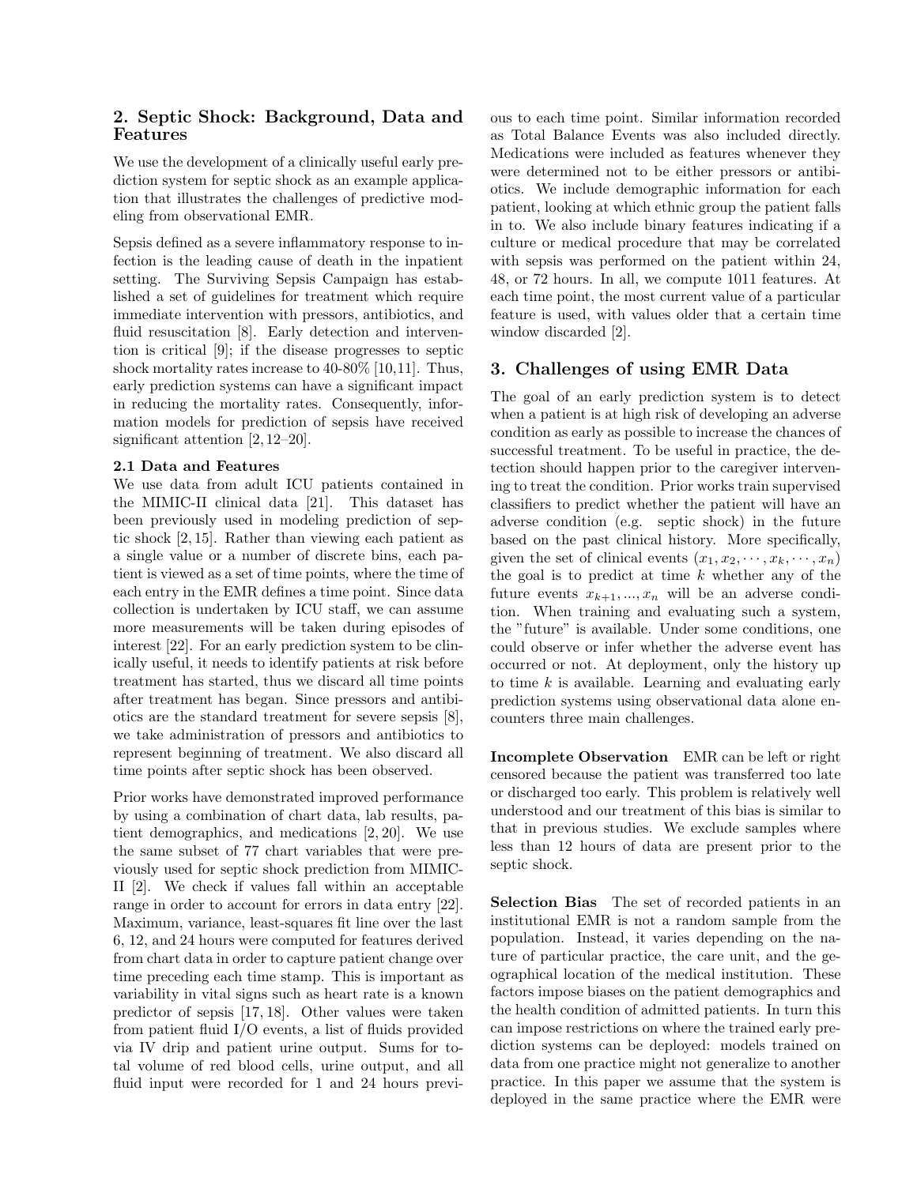## 2. Septic Shock: Background, Data and Features

We use the development of a clinically useful early prediction system for septic shock as an example application that illustrates the challenges of predictive modeling from observational EMR.

Sepsis defined as a severe inflammatory response to infection is the leading cause of death in the inpatient setting. The Surviving Sepsis Campaign has established a set of guidelines for treatment which require immediate intervention with pressors, antibiotics, and fluid resuscitation [8]. Early detection and intervention is critical [9]; if the disease progresses to septic shock mortality rates increase to 40-80% [10,11]. Thus, early prediction systems can have a significant impact in reducing the mortality rates. Consequently, information models for prediction of sepsis have received significant attention [2,12–20].

### 2.1 Data and Features

We use data from adult ICU patients contained in the MIMIC-II clinical data [21]. This dataset has been previously used in modeling prediction of septic shock [2,15]. Rather than viewing each patient as a single value or a number of discrete bins, each patient is viewed as a set of time points, where the time of each entry in the EMR defines a time point. Since data collection is undertaken by ICU staff, we can assume more measurements will be taken during episodes of interest [22]. For an early prediction system to be clinically useful, it needs to identify patients at risk before treatment has started, thus we discard all time points after treatment has began. Since pressors and antibiotics are the standard treatment for severe sepsis [8], we take administration of pressors and antibiotics to represent beginning of treatment. We also discard all time points after septic shock has been observed.

Prior works have demonstrated improved performance by using a combination of chart data, lab results, patient demographics, and medications [2,20]. We use the same subset of 77 chart variables that were previously used for septic shock prediction from MIMIC-II [2]. We check if values fall within an acceptable range in order to account for errors in data entry [22]. Maximum, variance, least-squares fit line over the last 6, 12, and 24 hours were computed for features derived from chart data in order to capture patient change over time preceding each time stamp. This is important as variability in vital signs such as heart rate is a known predictor of sepsis [17,18]. Other values were taken from patient fluid I/O events, a list of fluids provided via IV drip and patient urine output. Sums for total volume of red blood cells, urine output, and all fluid input were recorded for 1 and 24 hours previous to each time point. Similar information recorded as Total Balance Events was also included directly. Medications were included as features whenever they were determined not to be either pressors or antibiotics. We include demographic information for each patient, looking at which ethnic group the patient falls in to. We also include binary features indicating if a culture or medical procedure that may be correlated with sepsis was performed on the patient within 24, 48, or 72 hours. In all, we compute 1011 features. At each time point, the most current value of a particular feature is used, with values older that a certain time window discarded [2].

## 3. Challenges of using EMR Data

The goal of an early prediction system is to detect when a patient is at high risk of developing an adverse condition as early as possible to increase the chances of successful treatment. To be useful in practice, the detection should happen prior to the caregiver intervening to treat the condition. Prior works train supervised classifiers to predict whether the patient will have an adverse condition (e.g. septic shock) in the future based on the past clinical history. More specifically, given the set of clinical events $(x_1, x_2, \cdots, x_k, \cdots, x_n)$ the goal is to predict at time $k$ whether any of the future events $x_{k+1}, ..., x_n$ will be an adverse condition. When training and evaluating such a system, the "future" is available. Under some conditions, one could observe or infer whether the adverse event has occurred or not. At deployment, only the history up to time $k$ is available. Learning and evaluating early prediction systems using observational data alone encounters three main challenges.

**Incomplete Observation** EMR can be left or right censored because the patient was transferred too late or discharged too early. This problem is relatively well understood and our treatment of this bias is similar to that in previous studies. We exclude samples where less than 12 hours of data are present prior to the septic shock.

**Selection Bias** The set of recorded patients in an institutional EMR is not a random sample from the population. Instead, it varies depending on the nature of particular practice, the care unit, and the geographical location of the medical institution. These factors impose biases on the patient demographics and the health condition of admitted patients. In turn this can impose restrictions on where the trained early prediction systems can be deployed: models trained on data from one practice might not generalize to another practice. In this paper we assume that the system is deployed in the same practice where the EMR were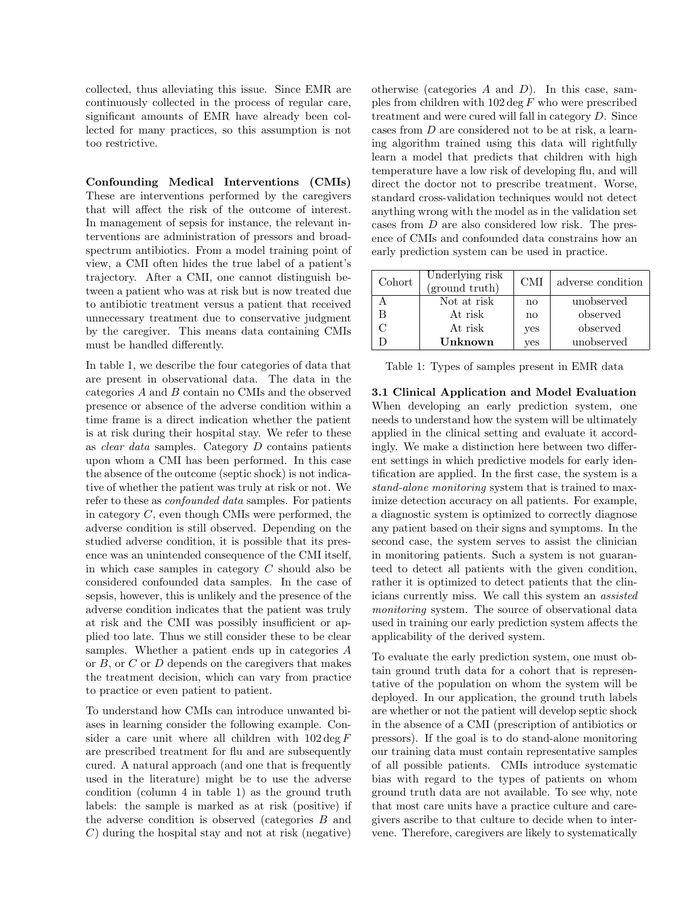collected, thus alleviating this issue. Since EMR are continuously collected in the process of regular care, significant amounts of EMR have already been collected for many practices, so this assumption is not too restrictive.

**Confounding Medical Interventions (CMIs)** These are interventions performed by the caregivers that will affect the risk of the outcome of interest. In management of sepsis for instance, the relevant interventions are administration of pressors and broad-spectrum antibiotics. From a model training point of view, a CMI often hides the true label of a patient's trajectory. After a CMI, one cannot distinguish between a patient who was at risk but is now treated due to antibiotic treatment versus a patient that received unnecessary treatment due to conservative judgment by the caregiver. This means data containing CMIs must be handled differently.

In table 1, we describe the four categories of data that are present in observational data. The data in the categories $A$ and $B$ contain no CMIs and the observed presence or absence of the adverse condition within a time frame is a direct indication whether the patient is at risk during their hospital stay. We refer to these as *clear data* samples. Category $D$ contains patients upon whom a CMI has been performed. In this case the absence of the outcome (septic shock) is not indicative of whether the patient was truly at risk or not. We refer to these as *confounded data* samples. For patients in category $C$, even though CMIs were performed, the adverse condition is still observed. Depending on the studied adverse condition, it is possible that its presence was an unintended consequence of the CMI itself, in which case samples in category $C$ should also be considered confounded data samples. In the case of sepsis, however, this is unlikely and the presence of the adverse condition indicates that the patient was truly at risk and the CMI was possibly insufficient or applied too late. Thus we still consider these to be clear samples. Whether a patient ends up in categories $A$ or $B$, or $C$ or $D$ depends on the caregivers that makes the treatment decision, which can vary from practice to practice or even patient to patient.

To understand how CMIs can introduce unwanted biases in learning consider the following example. Consider a care unit where all children with $102 \deg F$ are prescribed treatment for flu and are subsequently cured. A natural approach (and one that is frequently used in the literature) might be to use the adverse condition (column 4 in table 1) as the ground truth labels: the sample is marked as at risk (positive) if the adverse condition is observed (categories $B$ and $C$) during the hospital stay and not at risk (negative) otherwise (categories $A$ and $D$). In this case, samples from children with $102 \deg F$ who were prescribed treatment and were cured will fall in category $D$. Since cases from $D$ are considered not to be at risk, a learning algorithm trained using this data will rightfully learn a model that predicts that children with high temperature have a low risk of developing flu, and will direct the doctor not to prescribe treatment. Worse, standard cross-validation techniques would not detect anything wrong with the model as in the validation set cases from $D$ are also considered low risk. The presence of CMIs and confounded data constrains how an early prediction system can be used in practice.

| Cohort | Underlying risk (ground truth) | CMI | adverse condition |
|---|---|---|---|
| A | Not at risk | no | unobserved |
| B | At risk | no | observed |
| C | At risk | yes | observed |
| D | **Unknown** | yes | unobserved |

Table 1: Types of samples present in EMR data

**3.1 Clinical Application and Model Evaluation** When developing an early prediction system, one needs to understand how the system will be ultimately applied in the clinical setting and evaluate it accordingly. We make a distinction here between two different settings in which predictive models for early identification are applied. In the first case, the system is a *stand-alone monitoring* system that is trained to maximize detection accuracy on all patients. For example, a diagnostic system is optimized to correctly diagnose any patient based on their signs and symptoms. In the second case, the system serves to assist the clinician in monitoring patients. Such a system is not guaranteed to detect all patients with the given condition, rather it is optimized to detect patients that the clinicians currently miss. We call this system an *assisted monitoring* system. The source of observational data used in training our early prediction system affects the applicability of the derived system.

To evaluate the early prediction system, one must obtain ground truth data for a cohort that is representative of the population on whom the system will be deployed. In our application, the ground truth labels are whether or not the patient will develop septic shock in the absence of a CMI (prescription of antibiotics or pressors). If the goal is to do stand-alone monitoring our training data must contain representative samples of all possible patients. CMIs introduce systematic bias with regard to the types of patients on whom ground truth data are not available. To see why, note that most care units have a practice culture and caregivers ascribe to that culture to decide when to intervene. Therefore, caregivers are likely to systematically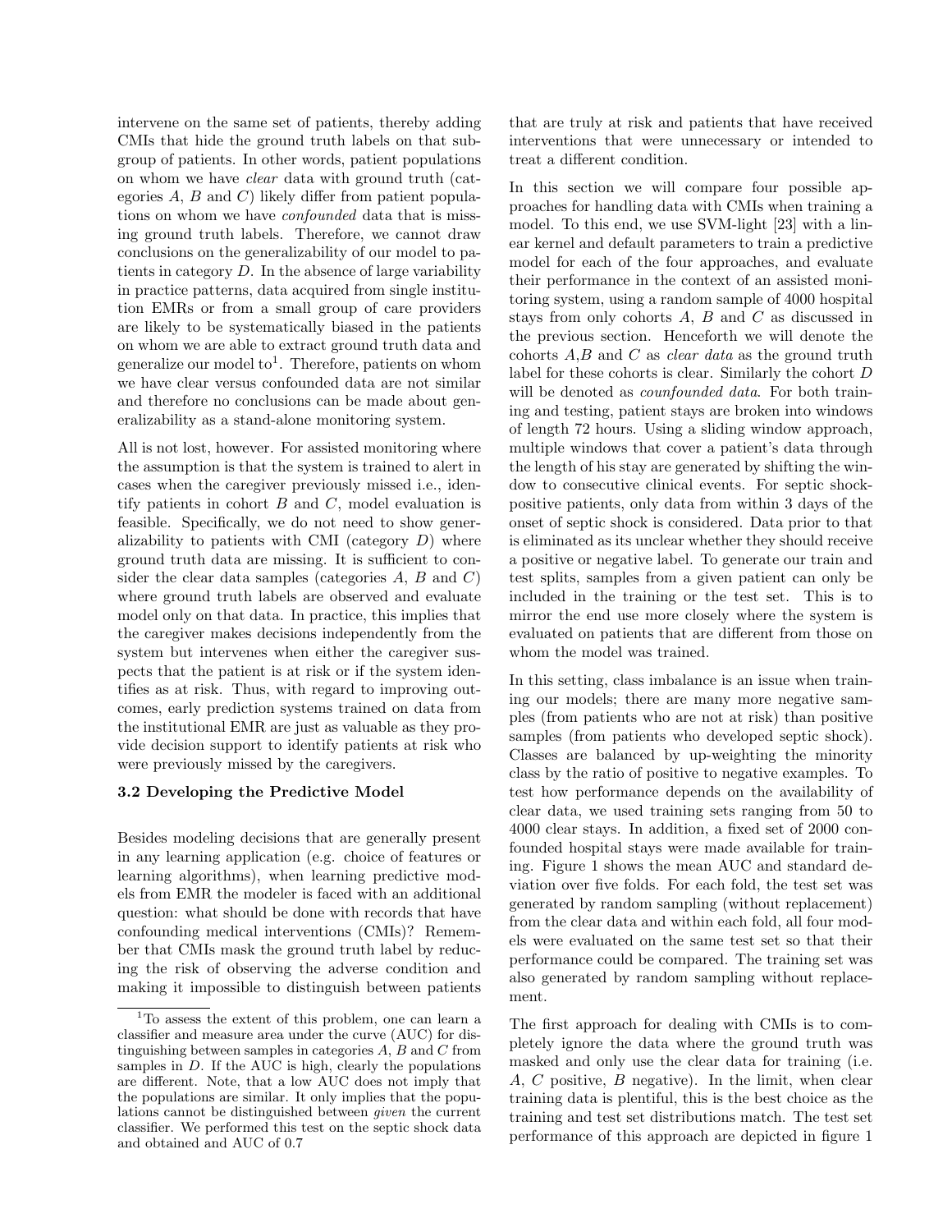intervene on the same set of patients, thereby adding CMIs that hide the ground truth labels on that subgroup of patients. In other words, patient populations on whom we have *clear* data with ground truth (categories $A$, $B$ and $C$) likely differ from patient populations on whom we have *confounded* data that is missing ground truth labels. Therefore, we cannot draw conclusions on the generalizability of our model to patients in category $D$. In the absence of large variability in practice patterns, data acquired from single institution EMRs or from a small group of care providers are likely to be systematically biased in the patients on whom we are able to extract ground truth data and generalize our model to[1]. Therefore, patients on whom we have clear versus confounded data are not similar and therefore no conclusions can be made about generalizability as a stand-alone monitoring system.

All is not lost, however. For assisted monitoring where the assumption is that the system is trained to alert in cases when the caregiver previously missed i.e., identify patients in cohort $B$ and $C$, model evaluation is feasible. Specifically, we do not need to show generalizability to patients with CMI (category $D$) where ground truth data are missing. It is sufficient to consider the clear data samples (categories $A$, $B$ and $C$) where ground truth labels are observed and evaluate model only on that data. In practice, this implies that the caregiver makes decisions independently from the system but intervenes when either the caregiver suspects that the patient is at risk or if the system identifies as at risk. Thus, with regard to improving outcomes, early prediction systems trained on data from the institutional EMR are just as valuable as they provide decision support to identify patients at risk who were previously missed by the caregivers.

### 3.2 Developing the Predictive Model

Besides modeling decisions that are generally present in any learning application (e.g. choice of features or learning algorithms), when learning predictive models from EMR the modeler is faced with an additional question: what should be done with records that have confounding medical interventions (CMIs)? Remember that CMIs mask the ground truth label by reducing the risk of observing the adverse condition and making it impossible to distinguish between patients that are truly at risk and patients that have received interventions that were unnecessary or intended to treat a different condition.

In this section we will compare four possible approaches for handling data with CMIs when training a model. To this end, we use SVM-light [23] with a linear kernel and default parameters to train a predictive model for each of the four approaches, and evaluate their performance in the context of an assisted monitoring system, using a random sample of 4000 hospital stays from only cohorts $A$, $B$ and $C$ as discussed in the previous section. Henceforth we will denote the cohorts $A$,$B$ and $C$ as *clear data* as the ground truth label for these cohorts is clear. Similarly the cohort $D$ will be denoted as *counfounded data*. For both training and testing, patient stays are broken into windows of length 72 hours. Using a sliding window approach, multiple windows that cover a patient's data through the length of his stay are generated by shifting the window to consecutive clinical events. For septic shock-positive patients, only data from within 3 days of the onset of septic shock is considered. Data prior to that is eliminated as its unclear whether they should receive a positive or negative label. To generate our train and test splits, samples from a given patient can only be included in the training or the test set. This is to mirror the end use more closely where the system is evaluated on patients that are different from those on whom the model was trained.

In this setting, class imbalance is an issue when training our models; there are many more negative samples (from patients who are not at risk) than positive samples (from patients who developed septic shock). Classes are balanced by up-weighting the minority class by the ratio of positive to negative examples. To test how performance depends on the availability of clear data, we used training sets ranging from 50 to 4000 clear stays. In addition, a fixed set of 2000 confounded hospital stays were made available for training. Figure 1 shows the mean AUC and standard deviation over five folds. For each fold, the test set was generated by random sampling (without replacement) from the clear data and within each fold, all four models were evaluated on the same test set so that their performance could be compared. The training set was also generated by random sampling without replacement.

The first approach for dealing with CMIs is to completely ignore the data where the ground truth was masked and only use the clear data for training (i.e. $A$, $C$ positive, $B$ negative). In the limit, when clear training data is plentiful, this is the best choice as the training and test set distributions match. The test set performance of this approach are depicted in figure 1

---

[1] To assess the extent of this problem, one can learn a classifier and measure area under the curve (AUC) for distinguishing between samples in categories $A$, $B$ and $C$ from samples in $D$. If the AUC is high, clearly the populations are different. Note, that a low AUC does not imply that the populations are similar. It only implies that the populations cannot be distinguished between *given* the current classifier. We performed this test on the septic shock data and obtained and AUC of 0.7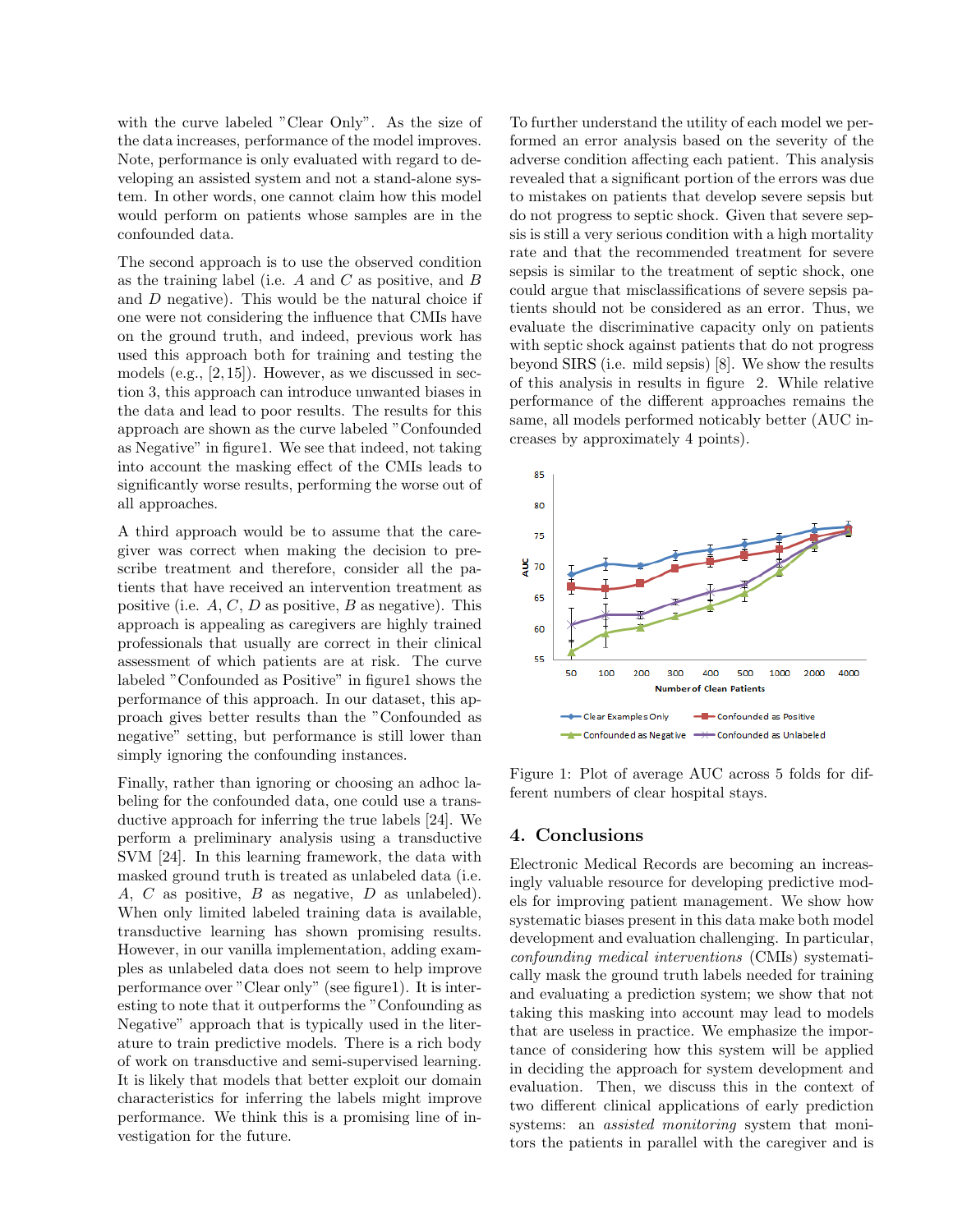with the curve labeled "Clear Only". As the size of the data increases, performance of the model improves. Note, performance is only evaluated with regard to developing an assisted system and not a stand-alone system. In other words, one cannot claim how this model would perform on patients whose samples are in the confounded data.

The second approach is to use the observed condition as the training label (i.e. $A$ and $C$ as positive, and $B$ and $D$ negative). This would be the natural choice if one were not considering the influence that CMIs have on the ground truth, and indeed, previous work has used this approach both for training and testing the models (e.g., [2,15]). However, as we discussed in section 3, this approach can introduce unwanted biases in the data and lead to poor results. The results for this approach are shown as the curve labeled "Confounded as Negative" in figure1. We see that indeed, not taking into account the masking effect of the CMIs leads to significantly worse results, performing the worse out of all approaches.

A third approach would be to assume that the caregiver was correct when making the decision to prescribe treatment and therefore, consider all the patients that have received an intervention treatment as positive (i.e. $A$, $C$, $D$ as positive, $B$ as negative). This approach is appealing as caregivers are highly trained professionals that usually are correct in their clinical assessment of which patients are at risk. The curve labeled "Confounded as Positive" in figure1 shows the performance of this approach. In our dataset, this approach gives better results than the "Confounded as negative" setting, but performance is still lower than simply ignoring the confounding instances.

Finally, rather than ignoring or choosing an adhoc labeling for the confounded data, one could use a transductive approach for inferring the true labels [24]. We perform a preliminary analysis using a transductive SVM [24]. In this learning framework, the data with masked ground truth is treated as unlabeled data (i.e. $A$, $C$ as positive, $B$ as negative, $D$ as unlabeled). When only limited labeled training data is available, transductive learning has shown promising results. However, in our vanilla implementation, adding examples as unlabeled data does not seem to help improve performance over "Clear only" (see figure1). It is interesting to note that it outperforms the "Confounding as Negative" approach that is typically used in the literature to train predictive models. There is a rich body of work on transductive and semi-supervised learning. It is likely that models that better exploit our domain characteristics for inferring the labels might improve performance. We think this is a promising line of investigation for the future.

To further understand the utility of each model we performed an error analysis based on the severity of the adverse condition affecting each patient. This analysis revealed that a significant portion of the errors was due to mistakes on patients that develop severe sepsis but do not progress to septic shock. Given that severe sepsis is still a very serious condition with a high mortality rate and that the recommended treatment for severe sepsis is similar to the treatment of septic shock, one could argue that misclassifications of severe sepsis patients should not be considered as an error. Thus, we evaluate the discriminative capacity only on patients with septic shock against patients that do not progress beyond SIRS (i.e. mild sepsis) [8]. We show the results of this analysis in results in figure 2. While relative performance of the different approaches remains the same, all models performed noticably better (AUC increases by approximately 4 points).

Figure 1: Plot of average AUC across 5 folds for different numbers of clear hospital stays.

## 4. Conclusions

Electronic Medical Records are becoming an increasingly valuable resource for developing predictive models for improving patient management. We show how systematic biases present in this data make both model development and evaluation challenging. In particular, *confounding medical interventions* (CMIs) systematically mask the ground truth labels needed for training and evaluating a prediction system; we show that not taking this masking into account may lead to models that are useless in practice. We emphasize the importance of considering how this system will be applied in deciding the approach for system development and evaluation. Then, we discuss this in the context of two different clinical applications of early prediction systems: an *assisted monitoring* system that monitors the patients in parallel with the caregiver and is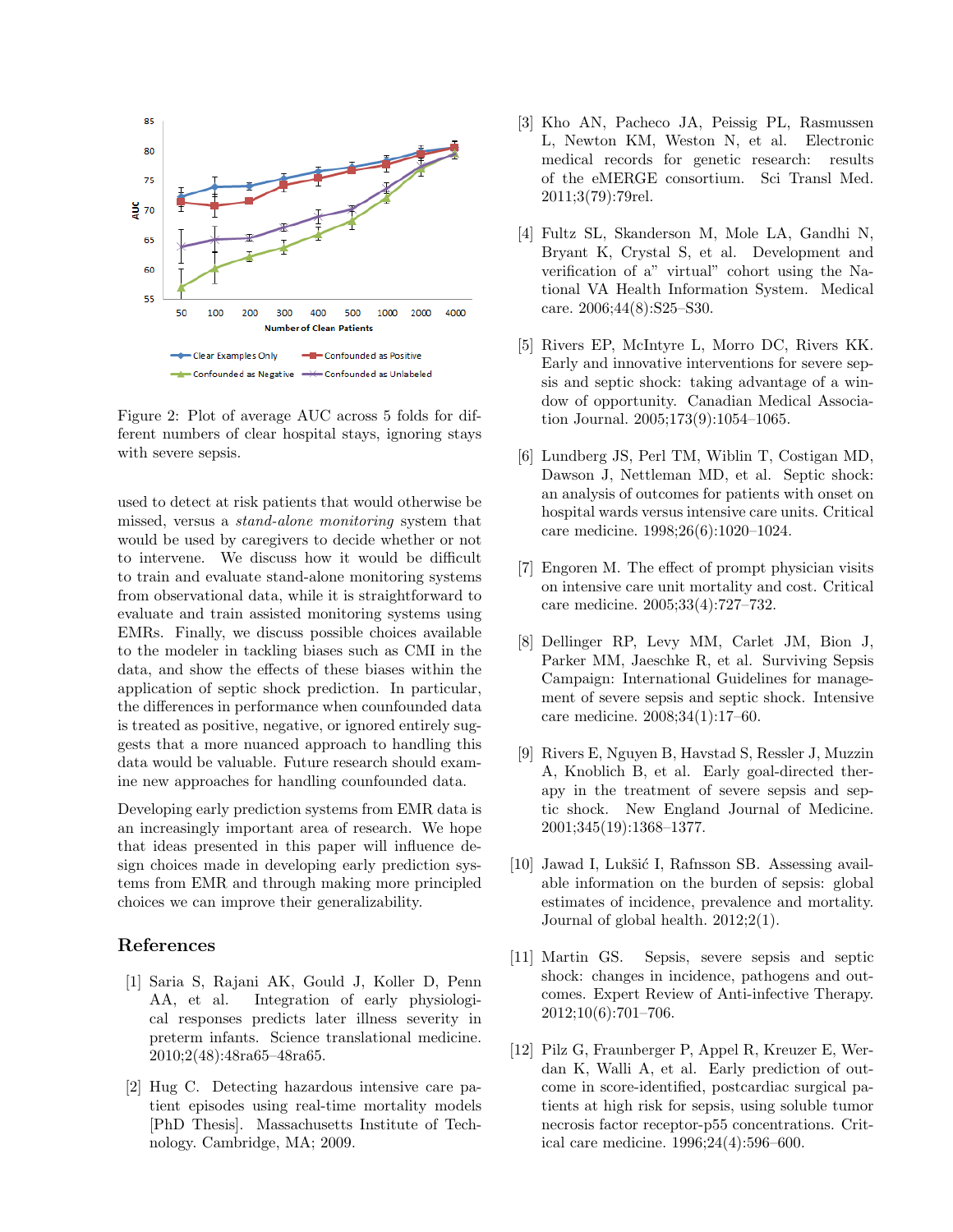Figure 2: Plot of average AUC across 5 folds for different numbers of clear hospital stays, ignoring stays with severe sepsis.

used to detect at risk patients that would otherwise be missed, versus a *stand-alone monitoring* system that would be used by caregivers to decide whether or not to intervene. We discuss how it would be difficult to train and evaluate stand-alone monitoring systems from observational data, while it is straightforward to evaluate and train assisted monitoring systems using EMRs. Finally, we discuss possible choices available to the modeler in tackling biases such as CMI in the data, and show the effects of these biases within the application of septic shock prediction. In particular, the differences in performance when counfounded data is treated as positive, negative, or ignored entirely suggests that a more nuanced approach to handling this data would be valuable. Future research should examine new approaches for handling counfounded data.

Developing early prediction systems from EMR data is an increasingly important area of research. We hope that ideas presented in this paper will influence design choices made in developing early prediction systems from EMR and through making more principled choices we can improve their generalizability.

## References

[1] Saria S, Rajani AK, Gould J, Koller D, Penn AA, et al. Integration of early physiological responses predicts later illness severity in preterm infants. Science translational medicine. 2010;2(48):48ra65–48ra65.

[2] Hug C. Detecting hazardous intensive care patient episodes using real-time mortality models [PhD Thesis]. Massachusetts Institute of Technology. Cambridge, MA; 2009.

[3] Kho AN, Pacheco JA, Peissig PL, Rasmussen L, Newton KM, Weston N, et al. Electronic medical records for genetic research: results of the eMERGE consortium. Sci Transl Med. 2011;3(79):79rel.

[4] Fultz SL, Skanderson M, Mole LA, Gandhi N, Bryant K, Crystal S, et al. Development and verification of a" virtual" cohort using the National VA Health Information System. Medical care. 2006;44(8):S25–S30.

[5] Rivers EP, McIntyre L, Morro DC, Rivers KK. Early and innovative interventions for severe sepsis and septic shock: taking advantage of a window of opportunity. Canadian Medical Association Journal. 2005;173(9):1054–1065.

[6] Lundberg JS, Perl TM, Wiblin T, Costigan MD, Dawson J, Nettleman MD, et al. Septic shock: an analysis of outcomes for patients with onset on hospital wards versus intensive care units. Critical care medicine. 1998;26(6):1020–1024.

[7] Engoren M. The effect of prompt physician visits on intensive care unit mortality and cost. Critical care medicine. 2005;33(4):727–732.

[8] Dellinger RP, Levy MM, Carlet JM, Bion J, Parker MM, Jaeschke R, et al. Surviving Sepsis Campaign: International Guidelines for management of severe sepsis and septic shock. Intensive care medicine. 2008;34(1):17–60.

[9] Rivers E, Nguyen B, Havstad S, Ressler J, Muzzin A, Knoblich B, et al. Early goal-directed therapy in the treatment of severe sepsis and septic shock. New England Journal of Medicine. 2001;345(19):1368–1377.

[10] Jawad I, Lukšić I, Rafnsson SB. Assessing available information on the burden of sepsis: global estimates of incidence, prevalence and mortality. Journal of global health. 2012;2(1).

[11] Martin GS. Sepsis, severe sepsis and septic shock: changes in incidence, pathogens and outcomes. Expert Review of Anti-infective Therapy. 2012;10(6):701–706.

[12] Pilz G, Fraunberger P, Appel R, Kreuzer E, Werdan K, Walli A, et al. Early prediction of outcome in score-identified, postcardiac surgical patients at high risk for sepsis, using soluble tumor necrosis factor receptor-p55 concentrations. Critical care medicine. 1996;24(4):596–600.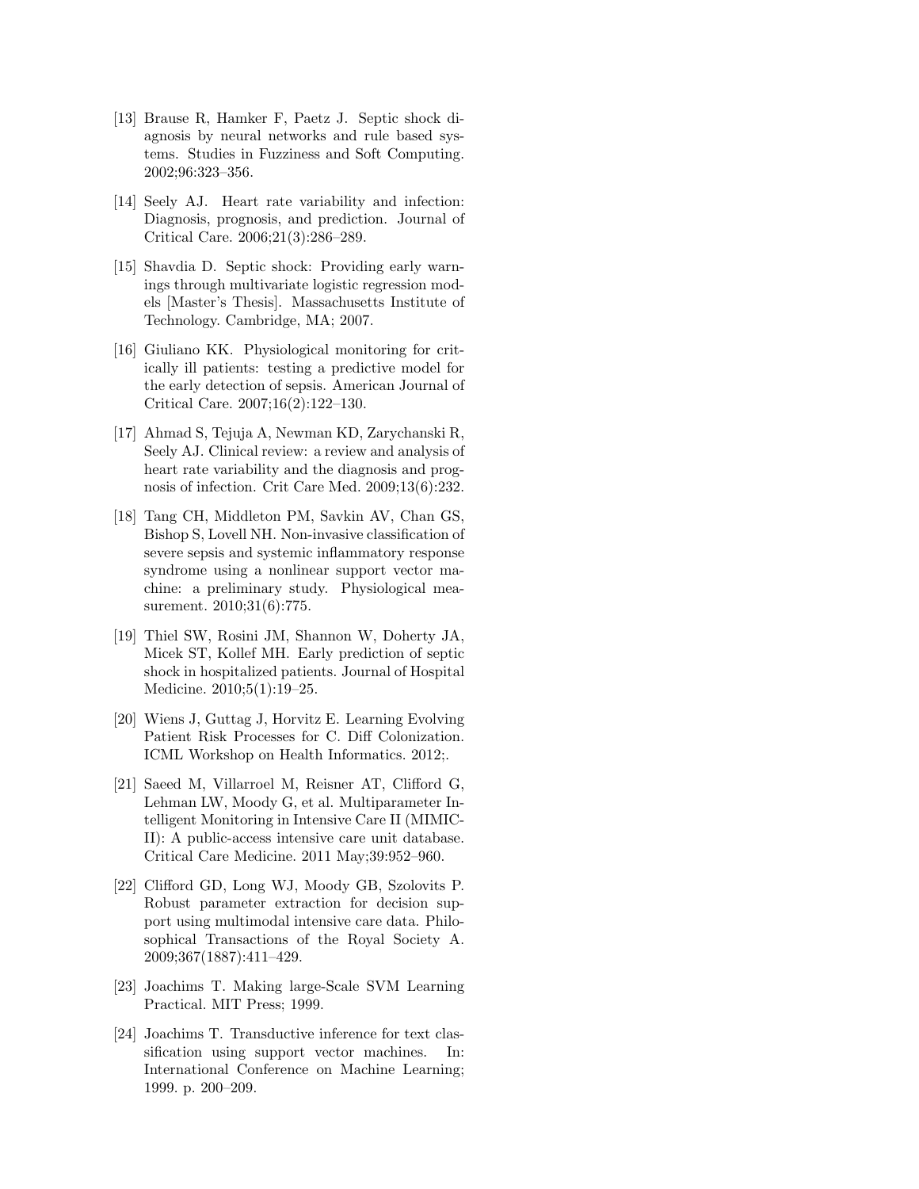[13] Brause R, Hamker F, Paetz J. Septic shock diagnosis by neural networks and rule based systems. Studies in Fuzziness and Soft Computing. 2002;96:323–356.

[14] Seely AJ. Heart rate variability and infection: Diagnosis, prognosis, and prediction. Journal of Critical Care. 2006;21(3):286–289.

[15] Shavdia D. Septic shock: Providing early warnings through multivariate logistic regression models [Master's Thesis]. Massachusetts Institute of Technology. Cambridge, MA; 2007.

[16] Giuliano KK. Physiological monitoring for critically ill patients: testing a predictive model for the early detection of sepsis. American Journal of Critical Care. 2007;16(2):122–130.

[17] Ahmad S, Tejuja A, Newman KD, Zarychanski R, Seely AJ. Clinical review: a review and analysis of heart rate variability and the diagnosis and prognosis of infection. Crit Care Med. 2009;13(6):232.

[18] Tang CH, Middleton PM, Savkin AV, Chan GS, Bishop S, Lovell NH. Non-invasive classification of severe sepsis and systemic inflammatory response syndrome using a nonlinear support vector machine: a preliminary study. Physiological measurement. 2010;31(6):775.

[19] Thiel SW, Rosini JM, Shannon W, Doherty JA, Micek ST, Kollef MH. Early prediction of septic shock in hospitalized patients. Journal of Hospital Medicine. 2010;5(1):19–25.

[20] Wiens J, Guttag J, Horvitz E. Learning Evolving Patient Risk Processes for C. Diff Colonization. ICML Workshop on Health Informatics. 2012;.

[21] Saeed M, Villarroel M, Reisner AT, Clifford G, Lehman LW, Moody G, et al. Multiparameter Intelligent Monitoring in Intensive Care II (MIMIC-II): A public-access intensive care unit database. Critical Care Medicine. 2011 May;39:952–960.

[22] Clifford GD, Long WJ, Moody GB, Szolovits P. Robust parameter extraction for decision support using multimodal intensive care data. Philosophical Transactions of the Royal Society A. 2009;367(1887):411–429.

[23] Joachims T. Making large-Scale SVM Learning Practical. MIT Press; 1999.

[24] Joachims T. Transductive inference for text classification using support vector machines. In: International Conference on Machine Learning; 1999. p. 200–209.